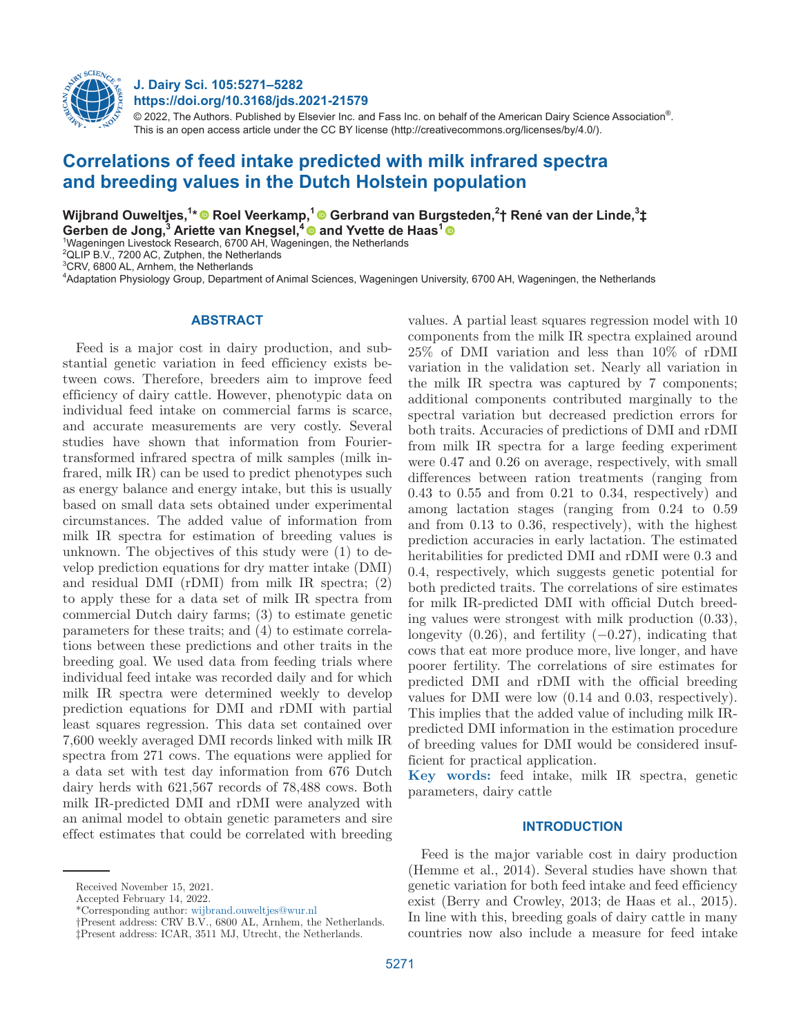# Correlations of feed intake predicted with milk infrared spectra and breeding values in the Dutch Holstein population

**Wijbrand Ouweltjes,[1]* Roel Veerkamp,[1] Gerbrand van Burgsteden,[2]† René van der Linde,[3]‡ Gerben de Jong,[3] Ariette van Knegsel,[4] and Yvette de Haas[1]**

[1]Wageningen Livestock Research, 6700 AH, Wageningen, the Netherlands
[2]QLIP B.V., 7200 AC, Zutphen, the Netherlands
[3]CRV, 6800 AL, Arnhem, the Netherlands
[4]Adaptation Physiology Group, Department of Animal Sciences, Wageningen University, 6700 AH, Wageningen, the Netherlands

## ABSTRACT

Feed is a major cost in dairy production, and substantial genetic variation in feed efficiency exists between cows. Therefore, breeders aim to improve feed efficiency of dairy cattle. However, phenotypic data on individual feed intake on commercial farms is scarce, and accurate measurements are very costly. Several studies have shown that information from Fourier-transformed infrared spectra of milk samples (milk infrared, milk IR) can be used to predict phenotypes such as energy balance and energy intake, but this is usually based on small data sets obtained under experimental circumstances. The added value of information from milk IR spectra for estimation of breeding values is unknown. The objectives of this study were (1) to develop prediction equations for dry matter intake (DMI) and residual DMI (rDMI) from milk IR spectra; (2) to apply these for a data set of milk IR spectra from commercial Dutch dairy farms; (3) to estimate genetic parameters for these traits; and (4) to estimate correlations between these predictions and other traits in the breeding goal. We used data from feeding trials where individual feed intake was recorded daily and for which milk IR spectra were determined weekly to develop prediction equations for DMI and rDMI with partial least squares regression. This data set contained over 7,600 weekly averaged DMI records linked with milk IR spectra from 271 cows. The equations were applied for a data set with test day information from 676 Dutch dairy herds with 621,567 records of 78,488 cows. Both milk IR-predicted DMI and rDMI were analyzed with an animal model to obtain genetic parameters and sire effect estimates that could be correlated with breeding values. A partial least squares regression model with 10 components from the milk IR spectra explained around 25% of DMI variation and less than 10% of rDMI variation in the validation set. Nearly all variation in the milk IR spectra was captured by 7 components; additional components contributed marginally to the spectral variation but decreased prediction errors for both traits. Accuracies of predictions of DMI and rDMI from milk IR spectra for a large feeding experiment were 0.47 and 0.26 on average, respectively, with small differences between ration treatments (ranging from 0.43 to 0.55 and from 0.21 to 0.34, respectively) and among lactation stages (ranging from 0.24 to 0.59 and from 0.13 to 0.36, respectively), with the highest prediction accuracies in early lactation. The estimated heritabilities for predicted DMI and rDMI were 0.3 and 0.4, respectively, which suggests genetic potential for both predicted traits. The correlations of sire estimates for milk IR-predicted DMI with official Dutch breeding values were strongest with milk production (0.33), longevity (0.26), and fertility (−0.27), indicating that cows that eat more produce more, live longer, and have poorer fertility. The correlations of sire estimates for predicted DMI and rDMI with the official breeding values for DMI were low (0.14 and 0.03, respectively). This implies that the added value of including milk IR-predicted DMI information in the estimation procedure of breeding values for DMI would be considered insufficient for practical application.

**Key words:** feed intake, milk IR spectra, genetic parameters, dairy cattle

## INTRODUCTION

Feed is the major variable cost in dairy production (Hemme et al., 2014). Several studies have shown that genetic variation for both feed intake and feed efficiency exist (Berry and Crowley, 2013; de Haas et al., 2015). In line with this, breeding goals of dairy cattle in many countries now also include a measure for feed intake

---

Received November 15, 2021.
Accepted February 14, 2022.
*Corresponding author: wijbrand.ouweltjes@wur.nl
†Present address: CRV B.V., 6800 AL, Arnhem, the Netherlands.
‡Present address: ICAR, 3511 MJ, Utrecht, the Netherlands.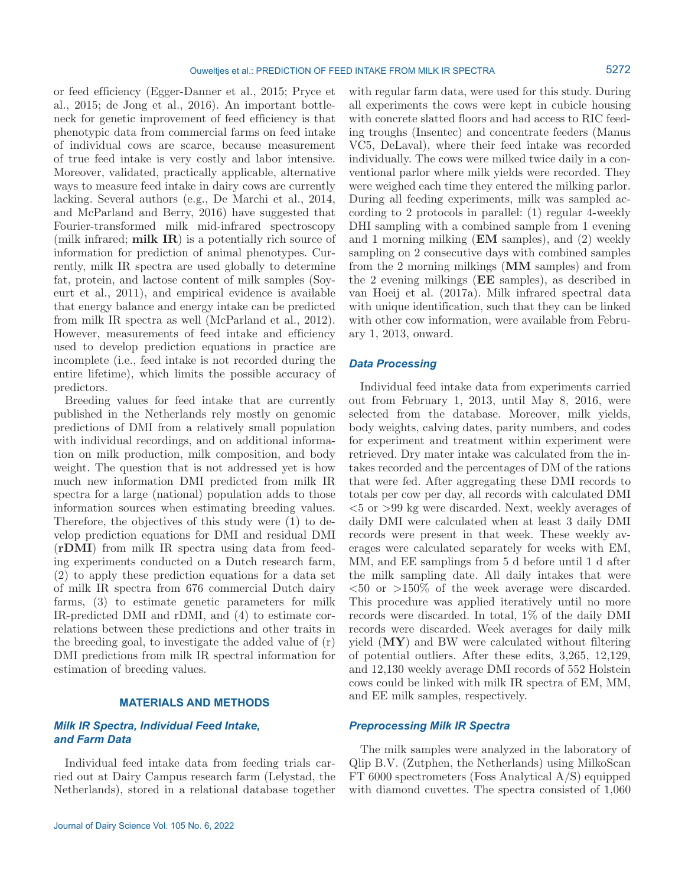or feed efficiency (Egger-Danner et al., 2015; Pryce et al., 2015; de Jong et al., 2016). An important bottleneck for genetic improvement of feed efficiency is that phenotypic data from commercial farms on feed intake of individual cows are scarce, because measurement of true feed intake is very costly and labor intensive. Moreover, validated, practically applicable, alternative ways to measure feed intake in dairy cows are currently lacking. Several authors (e.g., De Marchi et al., 2014, and McParland and Berry, 2016) have suggested that Fourier-transformed milk mid-infrared spectroscopy (milk infrared; **milk IR**) is a potentially rich source of information for prediction of animal phenotypes. Currently, milk IR spectra are used globally to determine fat, protein, and lactose content of milk samples (Soyeurt et al., 2011), and empirical evidence is available that energy balance and energy intake can be predicted from milk IR spectra as well (McParland et al., 2012). However, measurements of feed intake and efficiency used to develop prediction equations in practice are incomplete (i.e., feed intake is not recorded during the entire lifetime), which limits the possible accuracy of predictors.

Breeding values for feed intake that are currently published in the Netherlands rely mostly on genomic predictions of DMI from a relatively small population with individual recordings, and on additional information on milk production, milk composition, and body weight. The question that is not addressed yet is how much new information DMI predicted from milk IR spectra for a large (national) population adds to those information sources when estimating breeding values. Therefore, the objectives of this study were (1) to develop prediction equations for DMI and residual DMI (**rDMI**) from milk IR spectra using data from feeding experiments conducted on a Dutch research farm, (2) to apply these prediction equations for a data set of milk IR spectra from 676 commercial Dutch dairy farms, (3) to estimate genetic parameters for milk IR-predicted DMI and rDMI, and (4) to estimate correlations between these predictions and other traits in the breeding goal, to investigate the added value of (r) DMI predictions from milk IR spectral information for estimation of breeding values.

## MATERIALS AND METHODS

### Milk IR Spectra, Individual Feed Intake, and Farm Data

Individual feed intake data from feeding trials carried out at Dairy Campus research farm (Lelystad, the Netherlands), stored in a relational database together with regular farm data, were used for this study. During all experiments the cows were kept in cubicle housing with concrete slatted floors and had access to RIC feeding troughs (Insentec) and concentrate feeders (Manus VC5, DeLaval), where their feed intake was recorded individually. The cows were milked twice daily in a conventional parlor where milk yields were recorded. They were weighed each time they entered the milking parlor. During all feeding experiments, milk was sampled according to 2 protocols in parallel: (1) regular 4-weekly DHI sampling with a combined sample from 1 evening and 1 morning milking (**EM** samples), and (2) weekly sampling on 2 consecutive days with combined samples from the 2 morning milkings (**MM** samples) and from the 2 evening milkings (**EE** samples), as described in van Hoeij et al. (2017a). Milk infrared spectral data with unique identification, such that they can be linked with other cow information, were available from February 1, 2013, onward.

### Data Processing

Individual feed intake data from experiments carried out from February 1, 2013, until May 8, 2016, were selected from the database. Moreover, milk yields, body weights, calving dates, parity numbers, and codes for experiment and treatment within experiment were retrieved. Dry mater intake was calculated from the intakes recorded and the percentages of DM of the rations that were fed. After aggregating these DMI records to totals per cow per day, all records with calculated DMI <5 or >99 kg were discarded. Next, weekly averages of daily DMI were calculated when at least 3 daily DMI records were present in that week. These weekly averages were calculated separately for weeks with EM, MM, and EE samplings from 5 d before until 1 d after the milk sampling date. All daily intakes that were <50 or >150% of the week average were discarded. This procedure was applied iteratively until no more records were discarded. In total, 1% of the daily DMI records were discarded. Week averages for daily milk yield (**MY**) and BW were calculated without filtering of potential outliers. After these edits, 3,265, 12,129, and 12,130 weekly average DMI records of 552 Holstein cows could be linked with milk IR spectra of EM, MM, and EE milk samples, respectively.

### Preprocessing Milk IR Spectra

The milk samples were analyzed in the laboratory of Qlip B.V. (Zutphen, the Netherlands) using MilkoScan FT 6000 spectrometers (Foss Analytical A/S) equipped with diamond cuvettes. The spectra consisted of 1,060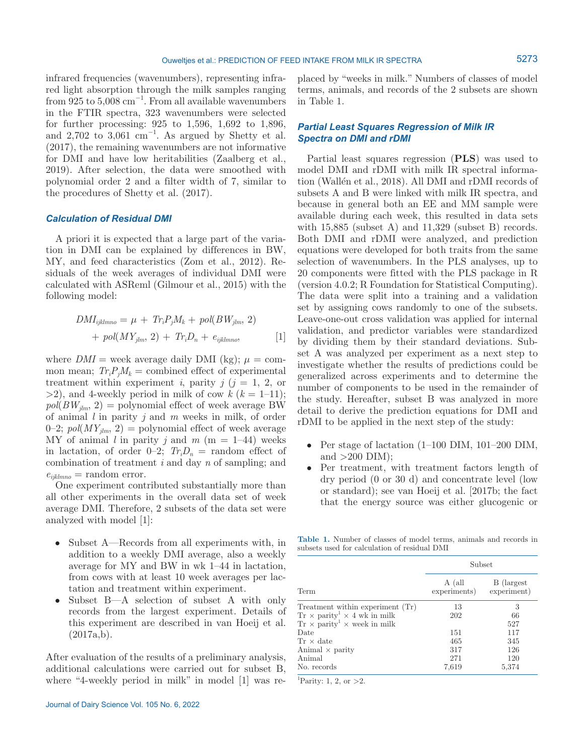infrared frequencies (wavenumbers), representing infrared light absorption through the milk samples ranging from 925 to 5,008 cm$^{-1}$. From all available wavenumbers in the FTIR spectra, 323 wavenumbers were selected for further processing: 925 to 1,596, 1,692 to 1,896, and 2,702 to 3,061 cm$^{-1}$. As argued by Shetty et al. (2017), the remaining wavenumbers are not informative for DMI and have low heritabilities (Zaalberg et al., 2019). After selection, the data were smoothed with polynomial order 2 and a filter width of 7, similar to the procedures of Shetty et al. (2017).

### Calculation of Residual DMI

A priori it is expected that a large part of the variation in DMI can be explained by differences in BW, MY, and feed characteristics (Zom et al., 2012). Residuals of the week averages of individual DMI were calculated with ASReml (Gilmour et al., 2015) with the following model:

$$DMI_{ijklmno} = \mu + Tr_iP_jM_k + pol(BW_{jlm}, 2) + pol(MY_{jlm}, 2) + Tr_iD_n + e_{ijklmno}, \quad [1]$$

where $DMI$ = week average daily DMI (kg); $\mu$ = common mean; $Tr_iP_jM_k$ = combined effect of experimental treatment within experiment $i$, parity $j$ ($j$ = 1, 2, or >2), and 4-weekly period in milk of cow $k$ ($k$ = 1–11); $pol(BW_{jlm}, 2)$ = polynomial effect of week average BW of animal $l$ in parity $j$ and $m$ weeks in milk, of order 0–2; $pol(MY_{jlm}, 2)$ = polynomial effect of week average MY of animal $l$ in parity $j$ and $m$ (m = 1–44) weeks in lactation, of order 0–2; $Tr_iD_n$ = random effect of combination of treatment $i$ and day $n$ of sampling; and $e_{ijklmno}$ = random error.

One experiment contributed substantially more than all other experiments in the overall data set of week average DMI. Therefore, 2 subsets of the data set were analyzed with model [1]:

- Subset A—Records from all experiments with, in addition to a weekly DMI average, also a weekly average for MY and BW in wk 1–44 in lactation, from cows with at least 10 week averages per lactation and treatment within experiment.
- Subset B—A selection of subset A with only records from the largest experiment. Details of this experiment are described in van Hoeij et al. (2017a,b).

After evaluation of the results of a preliminary analysis, additional calculations were carried out for subset B, where "4-weekly period in milk" in model [1] was replaced by "weeks in milk." Numbers of classes of model terms, animals, and records of the 2 subsets are shown in Table 1.

### Partial Least Squares Regression of Milk IR Spectra on DMI and rDMI

Partial least squares regression (**PLS**) was used to model DMI and rDMI with milk IR spectral information (Wallén et al., 2018). All DMI and rDMI records of subsets A and B were linked with milk IR spectra, and because in general both an EE and MM sample were available during each week, this resulted in data sets with 15,885 (subset A) and 11,329 (subset B) records. Both DMI and rDMI were analyzed, and prediction equations were developed for both traits from the same selection of wavenumbers. In the PLS analyses, up to 20 components were fitted with the PLS package in R (version 4.0.2; R Foundation for Statistical Computing). The data were split into a training and a validation set by assigning cows randomly to one of the subsets. Leave-one-out cross validation was applied for internal validation, and predictor variables were standardized by dividing them by their standard deviations. Subset A was analyzed per experiment as a next step to investigate whether the results of predictions could be generalized across experiments and to determine the number of components to be used in the remainder of the study. Hereafter, subset B was analyzed in more detail to derive the prediction equations for DMI and rDMI to be applied in the next step of the study:

- Per stage of lactation (1–100 DIM, 101–200 DIM, and >200 DIM);
- Per treatment, with treatment factors length of dry period (0 or 30 d) and concentrate level (low or standard); see van Hoeij et al. [2017b; the fact that the energy source was either glucogenic or

**Table 1.** Number of classes of model terms, animals and records in subsets used for calculation of residual DMI

| Term | Subset A (all experiments) | Subset B (largest experiment) |
|---|---|---|
| Treatment within experiment (Tr) | 13 | 3 |
| Tr × parity[1] × 4 wk in milk | 202 | 66 |
| Tr × parity[1] × week in milk | | 527 |
| Date | 151 | 117 |
| Tr × date | 465 | 345 |
| Animal × parity | 317 | 126 |
| Animal | 271 | 120 |
| No. records | 7,619 | 5,374 |

[1]Parity: 1, 2, or >2.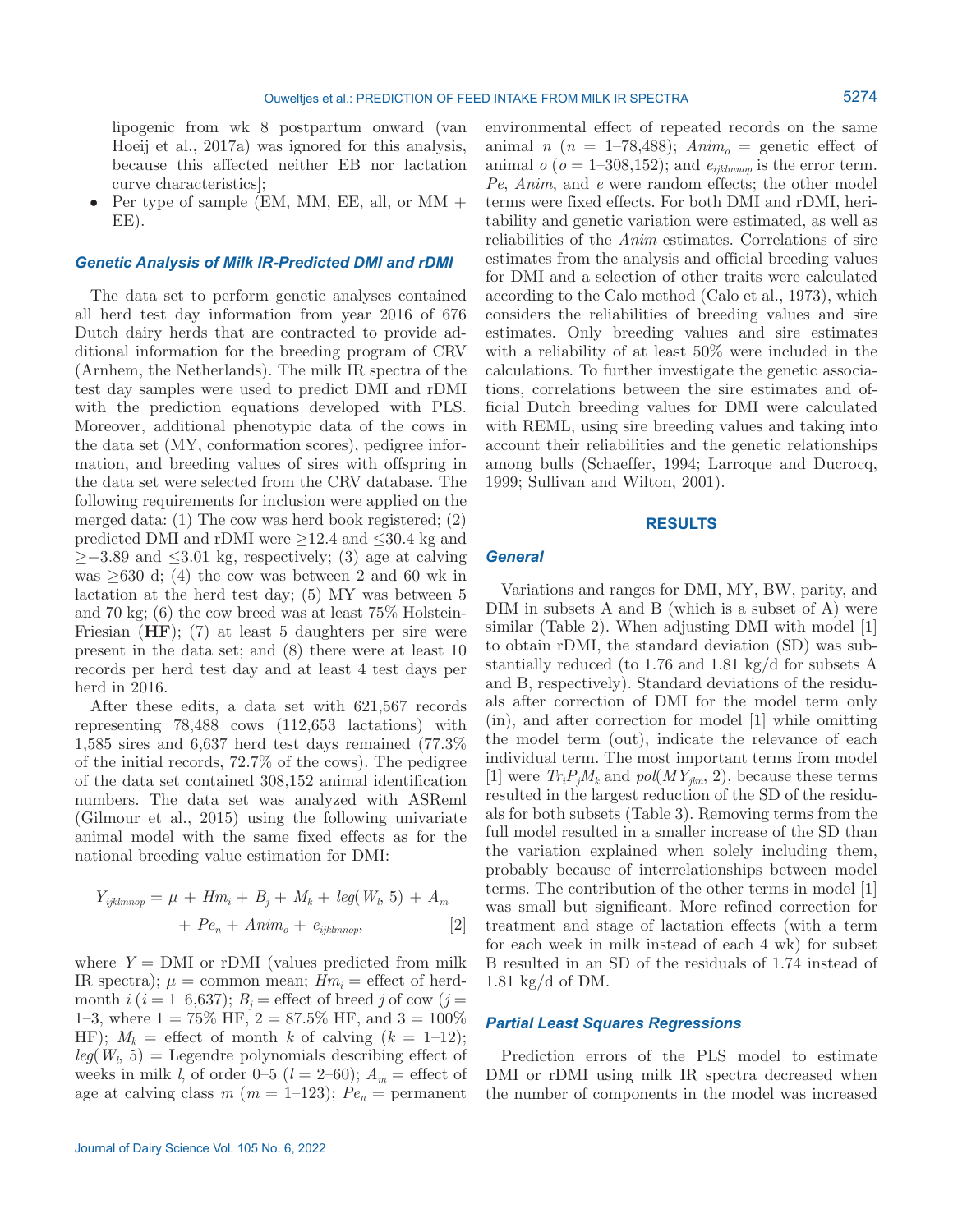lipogenic from wk 8 postpartum onward (van Hoeij et al., 2017a) was ignored for this analysis, because this affected neither EB nor lactation curve characteristics];

- Per type of sample (EM, MM, EE, all, or MM + EE).

### Genetic Analysis of Milk IR-Predicted DMI and rDMI

The data set to perform genetic analyses contained all herd test day information from year 2016 of 676 Dutch dairy herds that are contracted to provide additional information for the breeding program of CRV (Arnhem, the Netherlands). The milk IR spectra of the test day samples were used to predict DMI and rDMI with the prediction equations developed with PLS. Moreover, additional phenotypic data of the cows in the data set (MY, conformation scores), pedigree information, and breeding values of sires with offspring in the data set were selected from the CRV database. The following requirements for inclusion were applied on the merged data: (1) The cow was herd book registered; (2) predicted DMI and rDMI were ≥12.4 and ≤30.4 kg and ≥−3.89 and ≤3.01 kg, respectively; (3) age at calving was ≥630 d; (4) the cow was between 2 and 60 wk in lactation at the herd test day; (5) MY was between 5 and 70 kg; (6) the cow breed was at least 75% Holstein-Friesian (**HF**); (7) at least 5 daughters per sire were present in the data set; and (8) there were at least 10 records per herd test day and at least 4 test days per herd in 2016.

After these edits, a data set with 621,567 records representing 78,488 cows (112,653 lactations) with 1,585 sires and 6,637 herd test days remained (77.3% of the initial records, 72.7% of the cows). The pedigree of the data set contained 308,152 animal identification numbers. The data set was analyzed with ASReml (Gilmour et al., 2015) using the following univariate animal model with the same fixed effects as for the national breeding value estimation for DMI:

$$Y_{ijklmnop} = \mu + Hm_i + B_j + M_k + leg(W_l, 5) + A_m + Pe_n + Anim_o + e_{ijklmnop}, \quad [2]$$

where $Y$ = DMI or rDMI (values predicted from milk IR spectra); $\mu$ = common mean; $Hm_i$ = effect of herd-month $i$ ($i$ = 1–6,637); $B_j$ = effect of breed $j$ of cow ($j$ = 1–3, where 1 = 75% HF, 2 = 87.5% HF, and 3 = 100% HF); $M_k$ = effect of month $k$ of calving ($k$ = 1–12); $leg(W_l, 5)$ = Legendre polynomials describing effect of weeks in milk $l$, of order 0–5 ($l$ = 2–60); $A_m$ = effect of age at calving class $m$ ($m$ = 1–123); $Pe_n$ = permanent environmental effect of repeated records on the same animal $n$ ($n$ = 1–78,488); $Anim_o$ = genetic effect of animal $o$ ($o$ = 1–308,152); and $e_{ijklmnop}$ is the error term. $Pe$, $Anim$, and $e$ were random effects; the other model terms were fixed effects. For both DMI and rDMI, heritability and genetic variation were estimated, as well as reliabilities of the $Anim$ estimates. Correlations of sire estimates from the analysis and official breeding values for DMI and a selection of other traits were calculated according to the Calo method (Calo et al., 1973), which considers the reliabilities of breeding values and sire estimates. Only breeding values and sire estimates with a reliability of at least 50% were included in the calculations. To further investigate the genetic associations, correlations between the sire estimates and official Dutch breeding values for DMI were calculated with REML, using sire breeding values and taking into account their reliabilities and the genetic relationships among bulls (Schaeffer, 1994; Larroque and Ducrocq, 1999; Sullivan and Wilton, 2001).

## RESULTS

### General

Variations and ranges for DMI, MY, BW, parity, and DIM in subsets A and B (which is a subset of A) were similar (Table 2). When adjusting DMI with model [1] to obtain rDMI, the standard deviation (SD) was substantially reduced (to 1.76 and 1.81 kg/d for subsets A and B, respectively). Standard deviations of the residuals after correction of DMI for the model term only (in), and after correction for model [1] while omitting the model term (out), indicate the relevance of each individual term. The most important terms from model [1] were $Tr_iP_jM_k$ and $pol(MY_{jlm}, 2)$, because these terms resulted in the largest reduction of the SD of the residuals for both subsets (Table 3). Removing terms from the full model resulted in a smaller increase of the SD than the variation explained when solely including them, probably because of interrelationships between model terms. The contribution of the other terms in model [1] was small but significant. More refined correction for treatment and stage of lactation effects (with a term for each week in milk instead of each 4 wk) for subset B resulted in an SD of the residuals of 1.74 instead of 1.81 kg/d of DM.

### Partial Least Squares Regressions

Prediction errors of the PLS model to estimate DMI or rDMI using milk IR spectra decreased when the number of components in the model was increased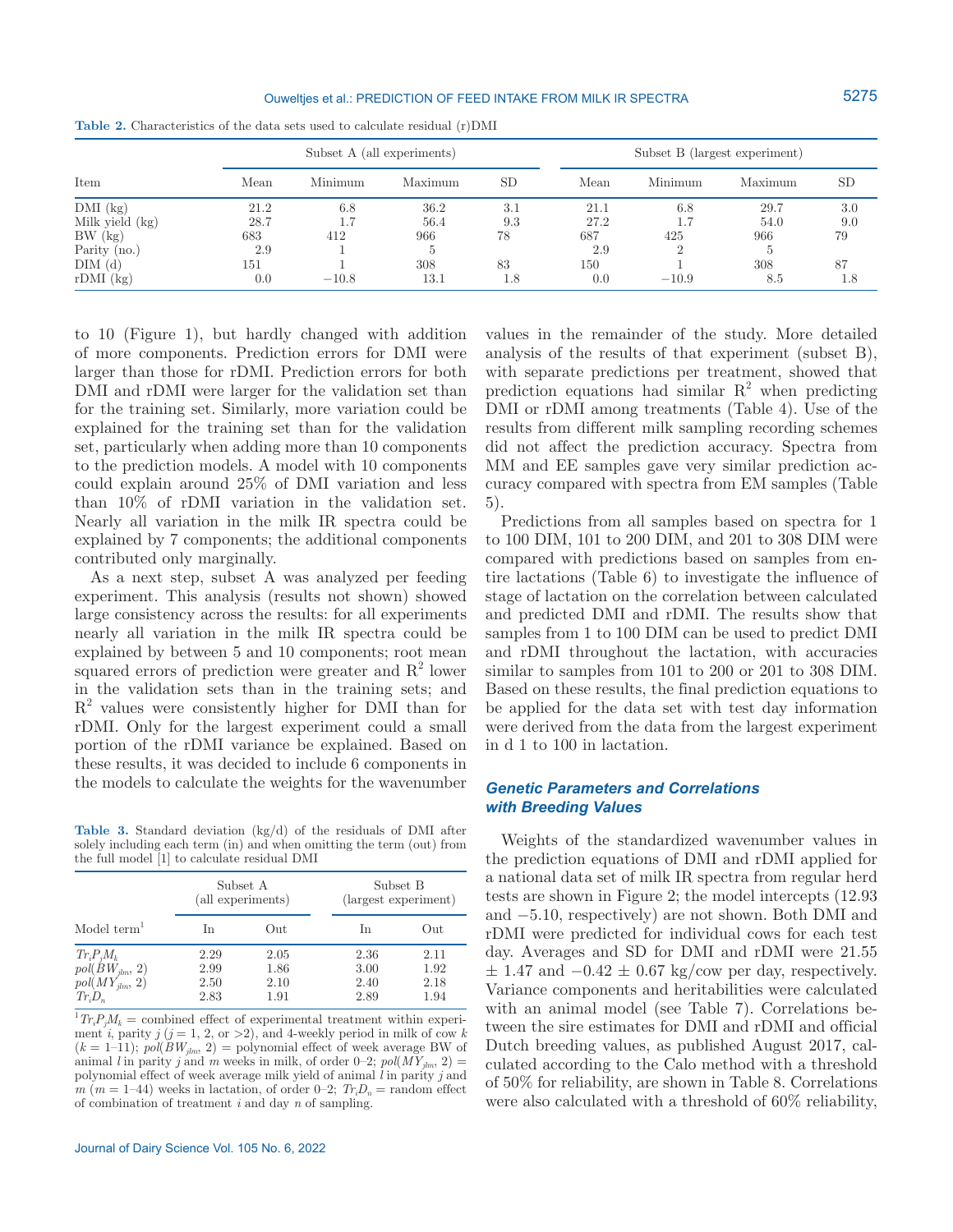**Table 2.** Characteristics of the data sets used to calculate residual (r)DMI

| Item | Subset A (all experiments) | | | | Subset B (largest experiment) | | | |
|---|---|---|---|---|---|---|---|---|
| | Mean | Minimum | Maximum | SD | Mean | Minimum | Maximum | SD |
| DMI (kg) | 21.2 | 6.8 | 36.2 | 3.1 | 21.1 | 6.8 | 29.7 | 3.0 |
| Milk yield (kg) | 28.7 | 1.7 | 56.4 | 9.3 | 27.2 | 1.7 | 54.0 | 9.0 |
| BW (kg) | 683 | 412 | 966 | 78 | 687 | 425 | 966 | 79 |
| Parity (no.) | 2.9 | 1 | 5 | | 2.9 | 2 | 5 | |
| DIM (d) | 151 | 1 | 308 | 83 | 150 | 1 | 308 | 87 |
| rDMI (kg) | 0.0 | −10.8 | 13.1 | 1.8 | 0.0 | −10.9 | 8.5 | 1.8 |

to 10 (Figure 1), but hardly changed with addition of more components. Prediction errors for DMI were larger than those for rDMI. Prediction errors for both DMI and rDMI were larger for the validation set than for the training set. Similarly, more variation could be explained for the training set than for the validation set, particularly when adding more than 10 components to the prediction models. A model with 10 components could explain around 25% of DMI variation and less than 10% of rDMI variation in the validation set. Nearly all variation in the milk IR spectra could be explained by 7 components; the additional components contributed only marginally.

As a next step, subset A was analyzed per feeding experiment. This analysis (results not shown) showed large consistency across the results: for all experiments nearly all variation in the milk IR spectra could be explained by between 5 and 10 components; root mean squared errors of prediction were greater and $R^2$ lower in the validation sets than in the training sets; and $R^2$ values were consistently higher for DMI than for rDMI. Only for the largest experiment could a small portion of the rDMI variance be explained. Based on these results, it was decided to include 6 components in the models to calculate the weights for the wavenumber values in the remainder of the study. More detailed analysis of the results of that experiment (subset B), with separate predictions per treatment, showed that prediction equations had similar $R^2$ when predicting DMI or rDMI among treatments (Table 4). Use of the results from different milk sampling recording schemes did not affect the prediction accuracy. Spectra from MM and EE samples gave very similar prediction accuracy compared with spectra from EM samples (Table 5).

Predictions from all samples based on spectra for 1 to 100 DIM, 101 to 200 DIM, and 201 to 308 DIM were compared with predictions based on samples from entire lactations (Table 6) to investigate the influence of stage of lactation on the correlation between calculated and predicted DMI and rDMI. The results show that samples from 1 to 100 DIM can be used to predict DMI and rDMI throughout the lactation, with accuracies similar to samples from 101 to 200 or 201 to 308 DIM. Based on these results, the final prediction equations to be applied for the data set with test day information were derived from the data from the largest experiment in d 1 to 100 in lactation.

**Table 3.** Standard deviation (kg/d) of the residuals of DMI after solely including each term (in) and when omitting the term (out) from the full model [1] to calculate residual DMI

| Model term[1] | Subset A (all experiments) | | Subset B (largest experiment) | |
|---|---|---|---|---|
| | In | Out | In | Out |
| $Tr_iP_jM_k$ | 2.29 | 2.05 | 2.36 | 2.11 |
| $pol(BW_{jlm}, 2)$ | 2.99 | 1.86 | 3.00 | 1.92 |
| $pol(MY_{jlm}, 2)$ | 2.50 | 2.10 | 2.40 | 2.18 |
| $Tr_iD_n$ | 2.83 | 1.91 | 2.89 | 1.94 |

[1] $Tr_iP_jM_k$ = combined effect of experimental treatment within experiment $i$, parity $j$ ($j$ = 1, 2, or >2), and 4-weekly period in milk of cow $k$ ($k$ = 1–11); $pol(BW_{jlm}, 2)$ = polynomial effect of week average BW of animal $l$ in parity $j$ and $m$ weeks in milk, of order 0–2; $pol(MY_{jlm}, 2)$ = polynomial effect of week average milk yield of animal $l$ in parity $j$ and $m$ ($m$ = 1–44) weeks in lactation, of order 0–2; $Tr_iD_n$ = random effect of combination of treatment $i$ and day $n$ of sampling.

## *Genetic Parameters and Correlations with Breeding Values*

Weights of the standardized wavenumber values in the prediction equations of DMI and rDMI applied for a national data set of milk IR spectra from regular herd tests are shown in Figure 2; the model intercepts (12.93 and −5.10, respectively) are not shown. Both DMI and rDMI were predicted for individual cows for each test day. Averages and SD for DMI and rDMI were 21.55 ± 1.47 and −0.42 ± 0.67 kg/cow per day, respectively. Variance components and heritabilities were calculated with an animal model (see Table 7). Correlations between the sire estimates for DMI and rDMI and official Dutch breeding values, as published August 2017, calculated according to the Calo method with a threshold of 50% for reliability, are shown in Table 8. Correlations were also calculated with a threshold of 60% reliability,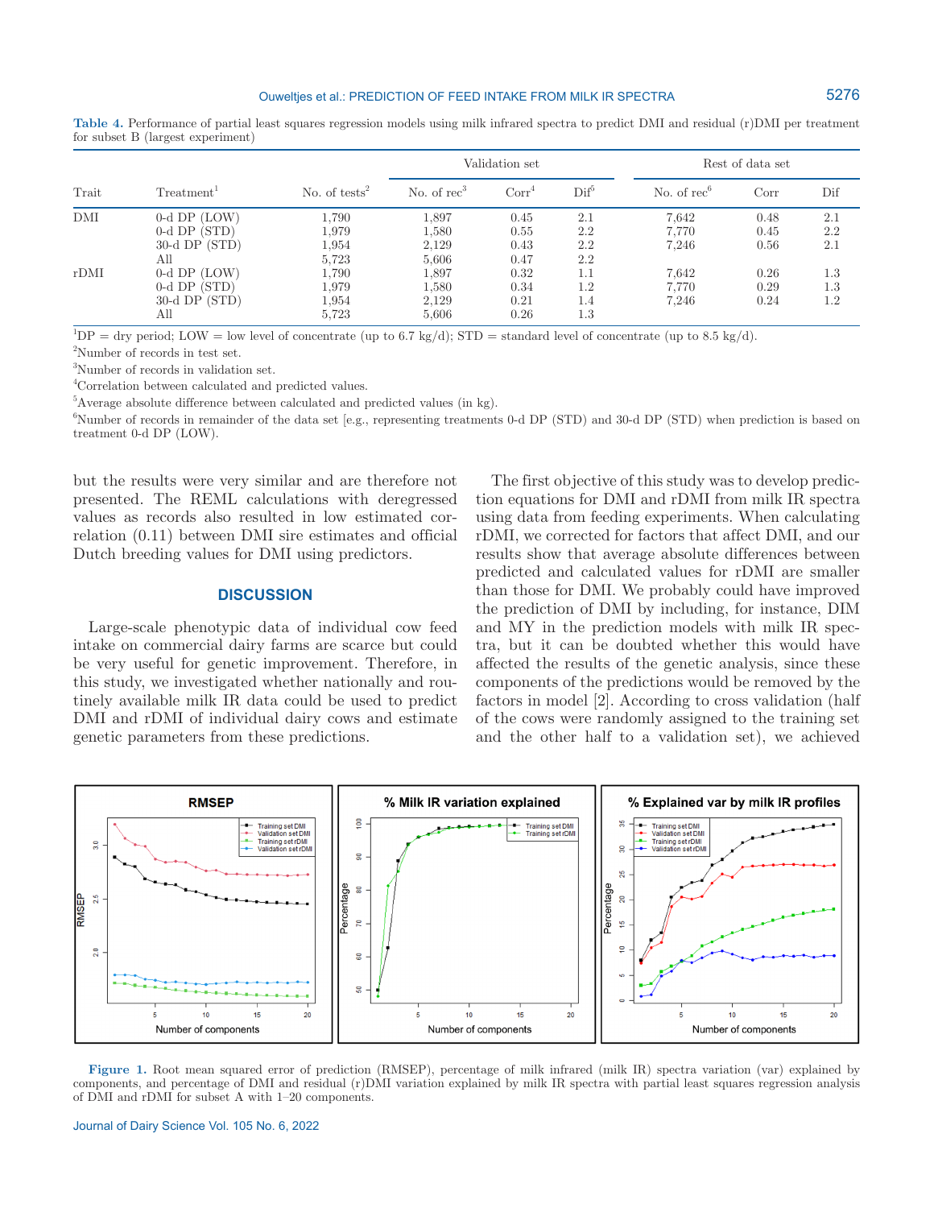**Table 4.** Performance of partial least squares regression models using milk infrared spectra to predict DMI and residual (r)DMI per treatment for subset B (largest experiment)

| Trait | Treatment[1] | No. of tests[2] | Validation set | | | Rest of data set | | |
|---|---|---|---|---|---|---|---|---|
| | | | No. of rec[3] | Corr[4] | Dif[5] | No. of rec[6] | Corr | Dif |
| DMI | 0-d DP (LOW) | 1,790 | 1,897 | 0.45 | 2.1 | 7,642 | 0.48 | 2.1 |
| | 0-d DP (STD) | 1,979 | 1,580 | 0.55 | 2.2 | 7,770 | 0.45 | 2.2 |
| | 30-d DP (STD) | 1,954 | 2,129 | 0.43 | 2.2 | 7,246 | 0.56 | 2.1 |
| | All | 5,723 | 5,606 | 0.47 | 2.2 | | | |
| rDMI | 0-d DP (LOW) | 1,790 | 1,897 | 0.32 | 1.1 | 7,642 | 0.26 | 1.3 |
| | 0-d DP (STD) | 1,979 | 1,580 | 0.34 | 1.2 | 7,770 | 0.29 | 1.3 |
| | 30-d DP (STD) | 1,954 | 2,129 | 0.21 | 1.4 | 7,246 | 0.24 | 1.2 |
| | All | 5,723 | 5,606 | 0.26 | 1.3 | | | |

[1]DP = dry period; LOW = low level of concentrate (up to 6.7 kg/d); STD = standard level of concentrate (up to 8.5 kg/d).

[2]Number of records in test set.

[3]Number of records in validation set.

[4]Correlation between calculated and predicted values.

[5]Average absolute difference between calculated and predicted values (in kg).

[6]Number of records in remainder of the data set [e.g., representing treatments 0-d DP (STD) and 30-d DP (STD) when prediction is based on treatment 0-d DP (LOW)].

but the results were very similar and are therefore not presented. The REML calculations with deregressed values as records also resulted in low estimated correlation (0.11) between DMI sire estimates and official Dutch breeding values for DMI using predictors.

## DISCUSSION

Large-scale phenotypic data of individual cow feed intake on commercial dairy farms are scarce but could be very useful for genetic improvement. Therefore, in this study, we investigated whether nationally and routinely available milk IR data could be used to predict DMI and rDMI of individual dairy cows and estimate genetic parameters from these predictions.

The first objective of this study was to develop prediction equations for DMI and rDMI from milk IR spectra using data from feeding experiments. When calculating rDMI, we corrected for factors that affect DMI, and our results show that average absolute differences between predicted and calculated values for rDMI are smaller than those for DMI. We probably could have improved the prediction of DMI by including, for instance, DIM and MY in the prediction models with milk IR spectra, but it can be doubted whether this would have affected the results of the genetic analysis, since these components of the predictions would be removed by the factors in model [2]. According to cross validation (half of the cows were randomly assigned to the training set and the other half to a validation set), we achieved

**Figure 1.** Root mean squared error of prediction (RMSEP), percentage of milk infrared (milk IR) spectra variation (var) explained by components, and percentage of DMI and residual (r)DMI variation explained by milk IR spectra with partial least squares regression analysis of DMI and rDMI for subset A with 1–20 components.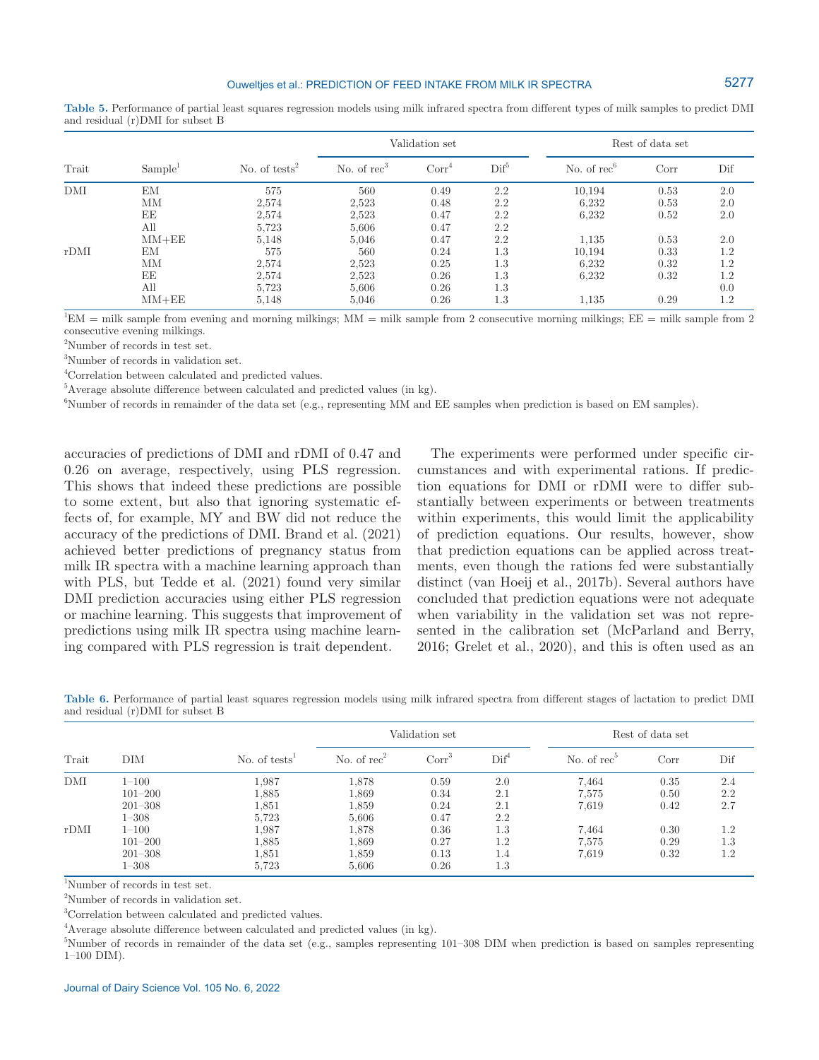**Table 5.** Performance of partial least squares regression models using milk infrared spectra from different types of milk samples to predict DMI and residual (r)DMI for subset B

| Trait | Sample[1] | No. of tests[2] | Validation set | | | Rest of data set | | |
|---|---|---|---|---|---|---|---|---|
| | | | No. of rec[3] | Corr[4] | Dif[5] | No. of rec[6] | Corr | Dif |
| DMI | EM | 575 | 560 | 0.49 | 2.2 | 10,194 | 0.53 | 2.0 |
| | MM | 2,574 | 2,523 | 0.48 | 2.2 | 6,232 | 0.53 | 2.0 |
| | EE | 2,574 | 2,523 | 0.47 | 2.2 | 6,232 | 0.52 | 2.0 |
| | All | 5,723 | 5,606 | 0.47 | 2.2 | | | |
| | MM+EE | 5,148 | 5,046 | 0.47 | 2.2 | 1,135 | 0.53 | 2.0 |
| rDMI | EM | 575 | 560 | 0.24 | 1.3 | 10,194 | 0.33 | 1.2 |
| | MM | 2,574 | 2,523 | 0.25 | 1.3 | 6,232 | 0.32 | 1.2 |
| | EE | 2,574 | 2,523 | 0.26 | 1.3 | 6,232 | 0.32 | 1.2 |
| | All | 5,723 | 5,606 | 0.26 | 1.3 | | | 0.0 |
| | MM+EE | 5,148 | 5,046 | 0.26 | 1.3 | 1,135 | 0.29 | 1.2 |

[1]EM = milk sample from evening and morning milkings; MM = milk sample from 2 consecutive morning milkings; EE = milk sample from 2 consecutive evening milkings.

[2]Number of records in test set.

[3]Number of records in validation set.

[4]Correlation between calculated and predicted values.

[5]Average absolute difference between calculated and predicted values (in kg).

[6]Number of records in remainder of the data set (e.g., representing MM and EE samples when prediction is based on EM samples).

accuracies of predictions of DMI and rDMI of 0.47 and 0.26 on average, respectively, using PLS regression. This shows that indeed these predictions are possible to some extent, but also that ignoring systematic effects of, for example, MY and BW did not reduce the accuracy of the predictions of DMI. Brand et al. (2021) achieved better predictions of pregnancy status from milk IR spectra with a machine learning approach than with PLS, but Tedde et al. (2021) found very similar DMI prediction accuracies using either PLS regression or machine learning. This suggests that improvement of predictions using milk IR spectra using machine learning compared with PLS regression is trait dependent.

The experiments were performed under specific circumstances and with experimental rations. If prediction equations for DMI or rDMI were to differ substantially between experiments or between treatments within experiments, this would limit the applicability of prediction equations. Our results, however, show that prediction equations can be applied across treatments, even though the rations fed were substantially distinct (van Hoeij et al., 2017b). Several authors have concluded that prediction equations were not adequate when variability in the validation set was not represented in the calibration set (McParland and Berry, 2016; Grelet et al., 2020), and this is often used as an

**Table 6.** Performance of partial least squares regression models using milk infrared spectra from different stages of lactation to predict DMI and residual (r)DMI for subset B

| Trait | DIM | No. of tests[1] | Validation set | | | Rest of data set | | |
|---|---|---|---|---|---|---|---|---|
| | | | No. of rec[2] | Corr[3] | Dif[4] | No. of rec[5] | Corr | Dif |
| DMI | 1–100 | 1,987 | 1,878 | 0.59 | 2.0 | 7,464 | 0.35 | 2.4 |
| | 101–200 | 1,885 | 1,869 | 0.34 | 2.1 | 7,575 | 0.50 | 2.2 |
| | 201–308 | 1,851 | 1,859 | 0.24 | 2.1 | 7,619 | 0.42 | 2.7 |
| | 1–308 | 5,723 | 5,606 | 0.47 | 2.2 | | | |
| rDMI | 1–100 | 1,987 | 1,878 | 0.36 | 1.3 | 7,464 | 0.30 | 1.2 |
| | 101–200 | 1,885 | 1,869 | 0.27 | 1.2 | 7,575 | 0.29 | 1.3 |
| | 201–308 | 1,851 | 1,859 | 0.13 | 1.4 | 7,619 | 0.32 | 1.2 |
| | 1–308 | 5,723 | 5,606 | 0.26 | 1.3 | | | |

[1]Number of records in test set.

[2]Number of records in validation set.

[3]Correlation between calculated and predicted values.

[4]Average absolute difference between calculated and predicted values (in kg).

[5]Number of records in remainder of the data set (e.g., samples representing 101–308 DIM when prediction is based on samples representing 1–100 DIM).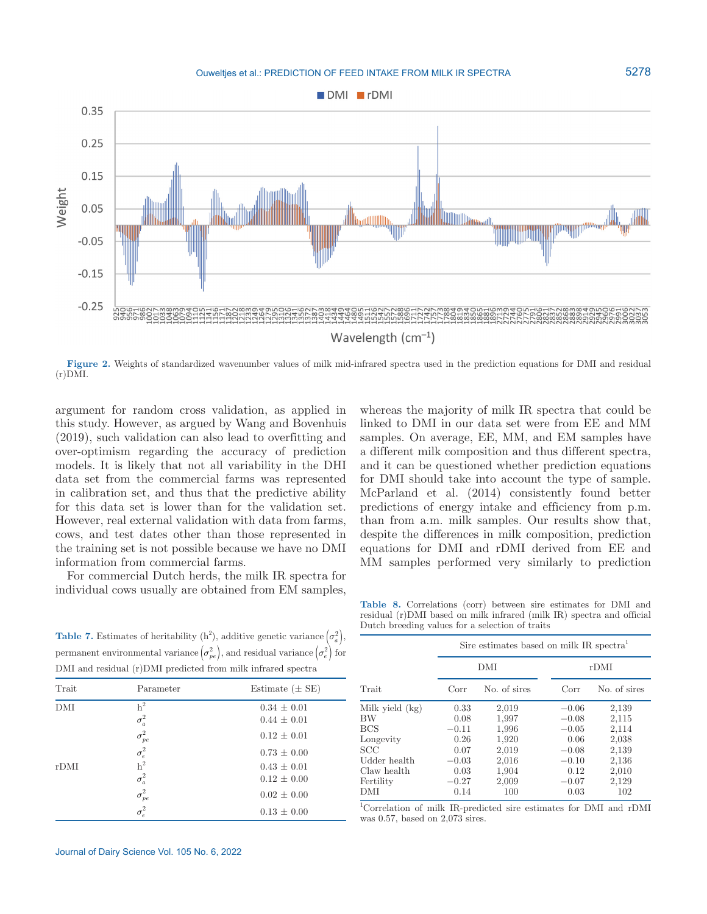**Figure 2.** Weights of standardized wavenumber values of milk mid-infrared spectra used in the prediction equations for DMI and residual (r)DMI.

argument for random cross validation, as applied in this study. However, as argued by Wang and Bovenhuis (2019), such validation can also lead to overfitting and over-optimism regarding the accuracy of prediction models. It is likely that not all variability in the DHI data set from the commercial farms was represented in calibration set, and thus that the predictive ability for this data set is lower than for the validation set. However, real external validation with data from farms, cows, and test dates other than those represented in the training set is not possible because we have no DMI information from commercial farms.

For commercial Dutch herds, the milk IR spectra for individual cows usually are obtained from EM samples, whereas the majority of milk IR spectra that could be linked to DMI in our data set were from EE and MM samples. On average, EE, MM, and EM samples have a different milk composition and thus different spectra, and it can be questioned whether prediction equations for DMI should take into account the type of sample. McParland et al. (2014) consistently found better predictions of energy intake and efficiency from p.m. than from a.m. milk samples. Our results show that, despite the differences in milk composition, prediction equations for DMI and rDMI derived from EE and MM samples performed very similarly to prediction

**Table 7.** Estimates of heritability ($h^2$), additive genetic variance $\left(\sigma_a^2\right)$, permanent environmental variance $\left(\sigma_{pe}^2\right)$, and residual variance $\left(\sigma_e^2\right)$ for DMI and residual (r)DMI predicted from milk infrared spectra

| Trait | Parameter | Estimate (± SE) |
|---|---|---|
| DMI | $h^2$ | 0.34 ± 0.01 |
| | $\sigma_a^2$ | 0.44 ± 0.01 |
| | $\sigma_{pe}^2$ | 0.12 ± 0.01 |
| | $\sigma_e^2$ | 0.73 ± 0.00 |
| rDMI | $h^2$ | 0.43 ± 0.01 |
| | $\sigma_a^2$ | 0.12 ± 0.00 |
| | $\sigma_{pe}^2$ | 0.02 ± 0.00 |
| | $\sigma_e^2$ | 0.13 ± 0.00 |

**Table 8.** Correlations (corr) between sire estimates for DMI and residual (r)DMI based on milk infrared (milk IR) spectra and official Dutch breeding values for a selection of traits

| | Sire estimates based on milk IR spectra[1] | | | |
|---|---|---|---|---|
| | DMI | | rDMI | |
| Trait | Corr | No. of sires | Corr | No. of sires |
| Milk yield (kg) | 0.33 | 2,019 | −0.06 | 2,139 |
| BW | 0.08 | 1,997 | −0.08 | 2,115 |
| BCS | −0.11 | 1,996 | −0.05 | 2,114 |
| Longevity | 0.26 | 1,920 | 0.06 | 2,038 |
| SCC | 0.07 | 2,019 | −0.08 | 2,139 |
| Udder health | −0.03 | 2,016 | −0.10 | 2,136 |
| Claw health | 0.03 | 1,904 | 0.12 | 2,010 |
| Fertility | −0.27 | 2,009 | −0.07 | 2,129 |
| DMI | 0.14 | 100 | 0.03 | 102 |

[1]Correlation of milk IR-predicted sire estimates for DMI and rDMI was 0.57, based on 2,073 sires.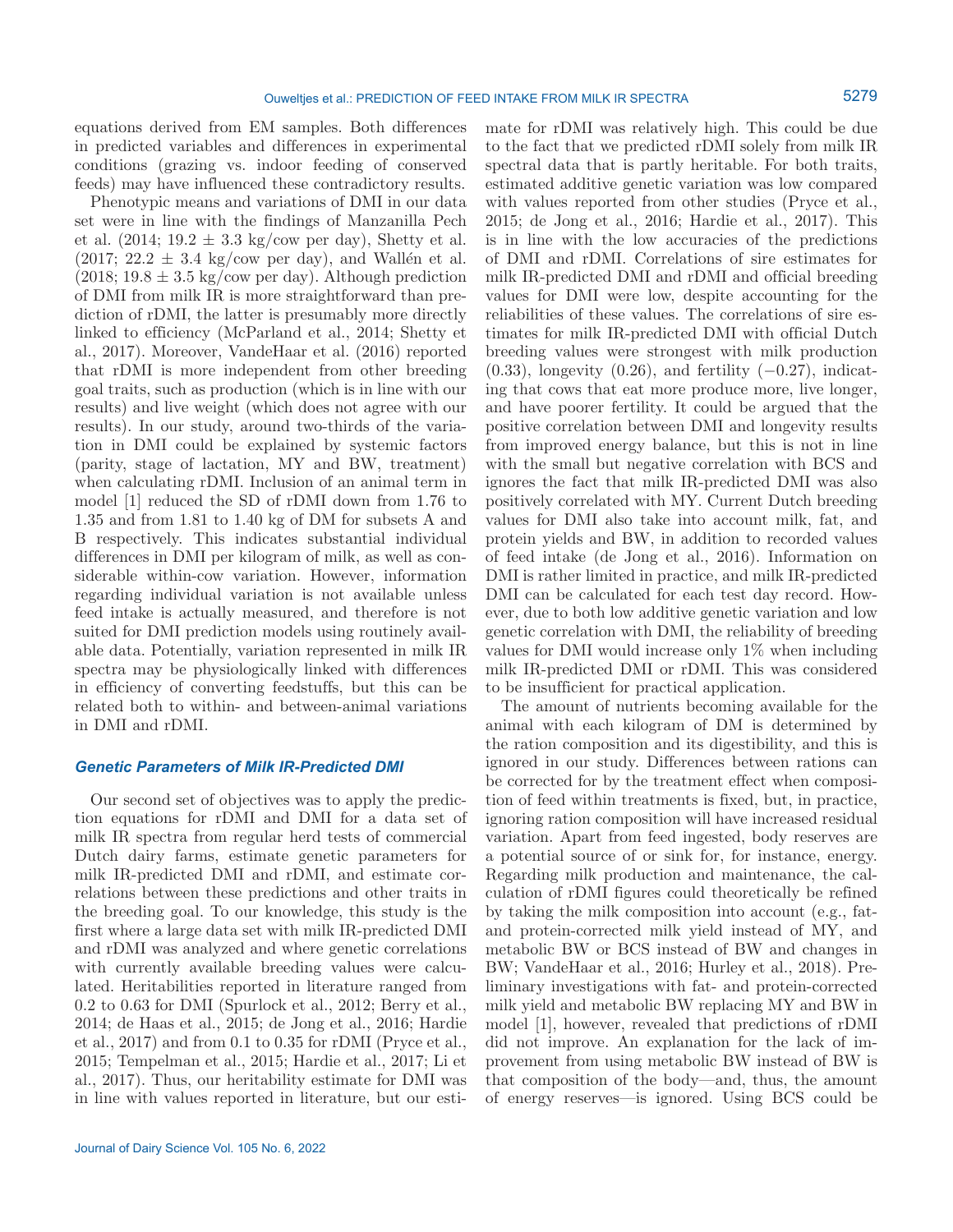equations derived from EM samples. Both differences in predicted variables and differences in experimental conditions (grazing vs. indoor feeding of conserved feeds) may have influenced these contradictory results.

Phenotypic means and variations of DMI in our data set were in line with the findings of Manzanilla Pech et al. (2014; 19.2 ± 3.3 kg/cow per day), Shetty et al. (2017; 22.2 ± 3.4 kg/cow per day), and Wallén et al. (2018; 19.8 ± 3.5 kg/cow per day). Although prediction of DMI from milk IR is more straightforward than prediction of rDMI, the latter is presumably more directly linked to efficiency (McParland et al., 2014; Shetty et al., 2017). Moreover, VandeHaar et al. (2016) reported that rDMI is more independent from other breeding goal traits, such as production (which is in line with our results) and live weight (which does not agree with our results). In our study, around two-thirds of the variation in DMI could be explained by systemic factors (parity, stage of lactation, MY and BW, treatment) when calculating rDMI. Inclusion of an animal term in model [1] reduced the SD of rDMI down from 1.76 to 1.35 and from 1.81 to 1.40 kg of DM for subsets A and B respectively. This indicates substantial individual differences in DMI per kilogram of milk, as well as considerable within-cow variation. However, information regarding individual variation is not available unless feed intake is actually measured, and therefore is not suited for DMI prediction models using routinely available data. Potentially, variation represented in milk IR spectra may be physiologically linked with differences in efficiency of converting feedstuffs, but this can be related both to within- and between-animal variations in DMI and rDMI.

### Genetic Parameters of Milk IR-Predicted DMI

Our second set of objectives was to apply the prediction equations for rDMI and DMI for a data set of milk IR spectra from regular herd tests of commercial Dutch dairy farms, estimate genetic parameters for milk IR-predicted DMI and rDMI, and estimate correlations between these predictions and other traits in the breeding goal. To our knowledge, this study is the first where a large data set with milk IR-predicted DMI and rDMI was analyzed and where genetic correlations with currently available breeding values were calculated. Heritabilities reported in literature ranged from 0.2 to 0.63 for DMI (Spurlock et al., 2012; Berry et al., 2014; de Haas et al., 2015; de Jong et al., 2016; Hardie et al., 2017) and from 0.1 to 0.35 for rDMI (Pryce et al., 2015; Tempelman et al., 2015; Hardie et al., 2017; Li et al., 2017). Thus, our heritability estimate for DMI was in line with values reported in literature, but our estimate for rDMI was relatively high. This could be due to the fact that we predicted rDMI solely from milk IR spectral data that is partly heritable. For both traits, estimated additive genetic variation was low compared with values reported from other studies (Pryce et al., 2015; de Jong et al., 2016; Hardie et al., 2017). This is in line with the low accuracies of the predictions of DMI and rDMI. Correlations of sire estimates for milk IR-predicted DMI and rDMI and official breeding values for DMI were low, despite accounting for the reliabilities of these values. The correlations of sire estimates for milk IR-predicted DMI with official Dutch breeding values were strongest with milk production (0.33), longevity (0.26), and fertility (−0.27), indicating that cows that eat more produce more, live longer, and have poorer fertility. It could be argued that the positive correlation between DMI and longevity results from improved energy balance, but this is not in line with the small but negative correlation with BCS and ignores the fact that milk IR-predicted DMI was also positively correlated with MY. Current Dutch breeding values for DMI also take into account milk, fat, and protein yields and BW, in addition to recorded values of feed intake (de Jong et al., 2016). Information on DMI is rather limited in practice, and milk IR-predicted DMI can be calculated for each test day record. However, due to both low additive genetic variation and low genetic correlation with DMI, the reliability of breeding values for DMI would increase only 1% when including milk IR-predicted DMI or rDMI. This was considered to be insufficient for practical application.

The amount of nutrients becoming available for the animal with each kilogram of DM is determined by the ration composition and its digestibility, and this is ignored in our study. Differences between rations can be corrected for by the treatment effect when composition of feed within treatments is fixed, but, in practice, ignoring ration composition will have increased residual variation. Apart from feed ingested, body reserves are a potential source of or sink for, for instance, energy. Regarding milk production and maintenance, the calculation of rDMI figures could theoretically be refined by taking the milk composition into account (e.g., fat- and protein-corrected milk yield instead of MY, and metabolic BW or BCS instead of BW and changes in BW; VandeHaar et al., 2016; Hurley et al., 2018). Preliminary investigations with fat- and protein-corrected milk yield and metabolic BW replacing MY and BW in model [1], however, revealed that predictions of rDMI did not improve. An explanation for the lack of improvement from using metabolic BW instead of BW is that composition of the body—and, thus, the amount of energy reserves—is ignored. Using BCS could be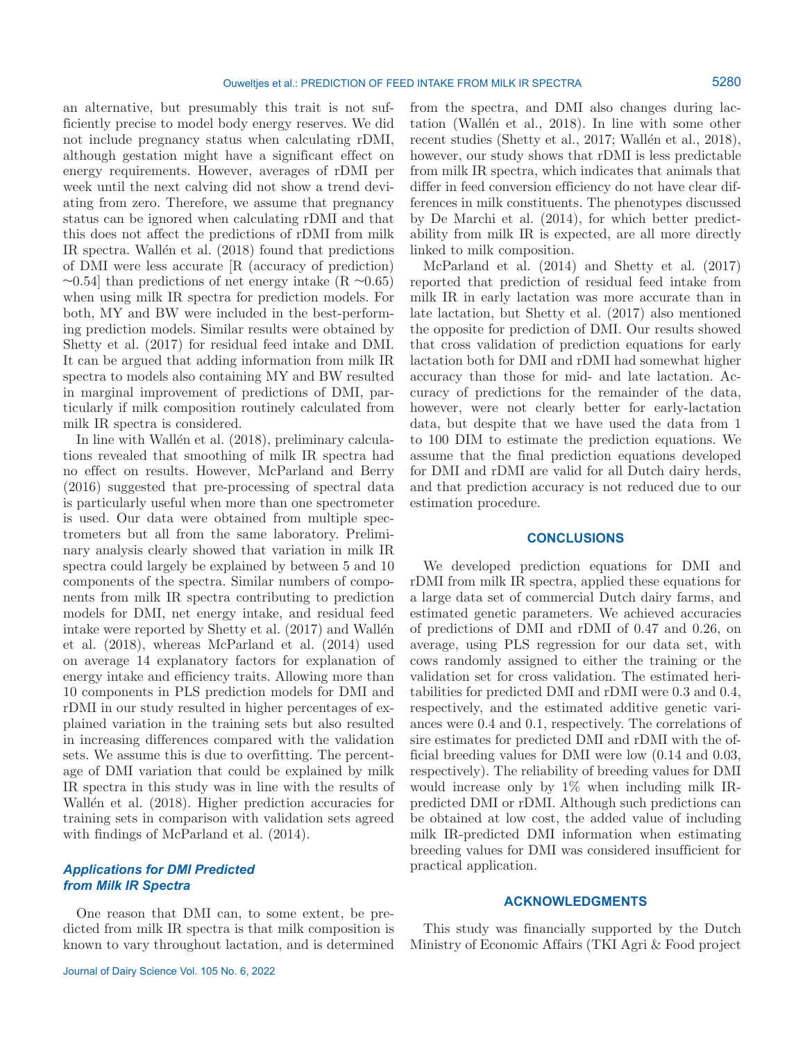an alternative, but presumably this trait is not sufficiently precise to model body energy reserves. We did not include pregnancy status when calculating rDMI, although gestation might have a significant effect on energy requirements. However, averages of rDMI per week until the next calving did not show a trend deviating from zero. Therefore, we assume that pregnancy status can be ignored when calculating rDMI and that this does not affect the predictions of rDMI from milk IR spectra. Wallén et al. (2018) found that predictions of DMI were less accurate [R (accuracy of prediction) ~0.54] than predictions of net energy intake (R ~0.65) when using milk IR spectra for prediction models. For both, MY and BW were included in the best-performing prediction models. Similar results were obtained by Shetty et al. (2017) for residual feed intake and DMI. It can be argued that adding information from milk IR spectra to models also containing MY and BW resulted in marginal improvement of predictions of DMI, particularly if milk composition routinely calculated from milk IR spectra is considered.

In line with Wallén et al. (2018), preliminary calculations revealed that smoothing of milk IR spectra had no effect on results. However, McParland and Berry (2016) suggested that pre-processing of spectral data is particularly useful when more than one spectrometer is used. Our data were obtained from multiple spectrometers but all from the same laboratory. Preliminary analysis clearly showed that variation in milk IR spectra could largely be explained by between 5 and 10 components of the spectra. Similar numbers of components from milk IR spectra contributing to prediction models for DMI, net energy intake, and residual feed intake were reported by Shetty et al. (2017) and Wallén et al. (2018), whereas McParland et al. (2014) used on average 14 explanatory factors for explanation of energy intake and efficiency traits. Allowing more than 10 components in PLS prediction models for DMI and rDMI in our study resulted in higher percentages of explained variation in the training sets but also resulted in increasing differences compared with the validation sets. We assume this is due to overfitting. The percentage of DMI variation that could be explained by milk IR spectra in this study was in line with the results of Wallén et al. (2018). Higher prediction accuracies for training sets in comparison with validation sets agreed with findings of McParland et al. (2014).

### *Applications for DMI Predicted from Milk IR Spectra*

One reason that DMI can, to some extent, be predicted from milk IR spectra is that milk composition is known to vary throughout lactation, and is determined from the spectra, and DMI also changes during lactation (Wallén et al., 2018). In line with some other recent studies (Shetty et al., 2017; Wallén et al., 2018), however, our study shows that rDMI is less predictable from milk IR spectra, which indicates that animals that differ in feed conversion efficiency do not have clear differences in milk constituents. The phenotypes discussed by De Marchi et al. (2014), for which better predictability from milk IR is expected, are all more directly linked to milk composition.

McParland et al. (2014) and Shetty et al. (2017) reported that prediction of residual feed intake from milk IR in early lactation was more accurate than in late lactation, but Shetty et al. (2017) also mentioned the opposite for prediction of DMI. Our results showed that cross validation of prediction equations for early lactation both for DMI and rDMI had somewhat higher accuracy than those for mid- and late lactation. Accuracy of predictions for the remainder of the data, however, were not clearly better for early-lactation data, but despite that we have used the data from 1 to 100 DIM to estimate the prediction equations. We assume that the final prediction equations developed for DMI and rDMI are valid for all Dutch dairy herds, and that prediction accuracy is not reduced due to our estimation procedure.

## CONCLUSIONS

We developed prediction equations for DMI and rDMI from milk IR spectra, applied these equations for a large data set of commercial Dutch dairy farms, and estimated genetic parameters. We achieved accuracies of predictions of DMI and rDMI of 0.47 and 0.26, on average, using PLS regression for our data set, with cows randomly assigned to either the training or the validation set for cross validation. The estimated heritabilities for predicted DMI and rDMI were 0.3 and 0.4, respectively, and the estimated additive genetic variances were 0.4 and 0.1, respectively. The correlations of sire estimates for predicted DMI and rDMI with the official breeding values for DMI were low (0.14 and 0.03, respectively). The reliability of breeding values for DMI would increase only by 1% when including milk IR-predicted DMI or rDMI. Although such predictions can be obtained at low cost, the added value of including milk IR-predicted DMI information when estimating breeding values for DMI was considered insufficient for practical application.

## ACKNOWLEDGMENTS

This study was financially supported by the Dutch Ministry of Economic Affairs (TKI Agri & Food project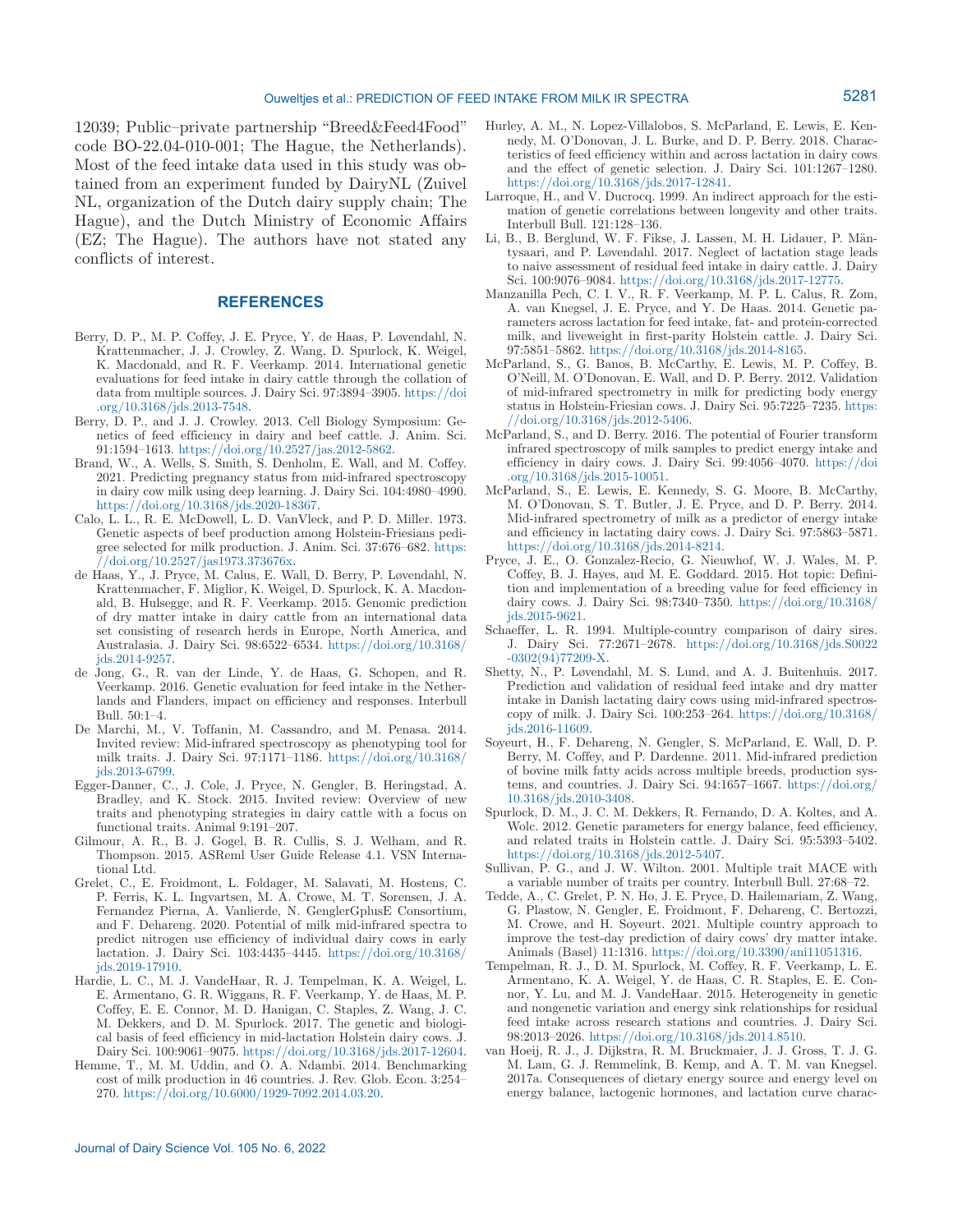12039; Public–private partnership "Breed&Feed4Food" code BO-22.04-010-001; The Hague, the Netherlands). Most of the feed intake data used in this study was obtained from an experiment funded by DairyNL (Zuivel NL, organization of the Dutch dairy supply chain; The Hague), and the Dutch Ministry of Economic Affairs (EZ; The Hague). The authors have not stated any conflicts of interest.

## REFERENCES

Berry, D. P., M. P. Coffey, J. E. Pryce, Y. de Haas, P. Løvendahl, N. Krattenmacher, J. J. Crowley, Z. Wang, D. Spurlock, K. Weigel, K. Macdonald, and R. F. Veerkamp. 2014. International genetic evaluations for feed intake in dairy cattle through the collation of data from multiple sources. J. Dairy Sci. 97:3894–3905. https://doi.org/10.3168/jds.2013-7548.

Berry, D. P., and J. J. Crowley. 2013. Cell Biology Symposium: Genetics of feed efficiency in dairy and beef cattle. J. Anim. Sci. 91:1594–1613. https://doi.org/10.2527/jas.2012-5862.

Brand, W., A. Wells, S. Smith, S. Denholm, E. Wall, and M. Coffey. 2021. Predicting pregnancy status from mid-infrared spectroscopy in dairy cow milk using deep learning. J. Dairy Sci. 104:4980–4990. https://doi.org/10.3168/jds.2020-18367.

Calo, L. L., R. E. McDowell, L. D. VanVleck, and P. D. Miller. 1973. Genetic aspects of beef production among Holstein-Friesians pedigree selected for milk production. J. Anim. Sci. 37:676–682. https://doi.org/10.2527/jas1973.373676x.

de Haas, Y., J. Pryce, M. Calus, E. Wall, D. Berry, P. Løvendahl, N. Krattenmacher, F. Miglior, K. Weigel, D. Spurlock, K. A. Macdonald, B. Hulsegge, and R. F. Veerkamp. 2015. Genomic prediction of dry matter intake in dairy cattle from an international data set consisting of research herds in Europe, North America, and Australasia. J. Dairy Sci. 98:6522–6534. https://doi.org/10.3168/jds.2014-9257.

de Jong, G., R. van der Linde, Y. de Haas, G. Schopen, and R. Veerkamp. 2016. Genetic evaluation for feed intake in the Netherlands and Flanders, impact on efficiency and responses. Interbull Bull. 50:1–4.

De Marchi, M., V. Toffanin, M. Cassandro, and M. Penasa. 2014. Invited review: Mid-infrared spectroscopy as phenotyping tool for milk traits. J. Dairy Sci. 97:1171–1186. https://doi.org/10.3168/jds.2013-6799.

Egger-Danner, C., J. Cole, J. Pryce, N. Gengler, B. Heringstad, A. Bradley, and K. Stock. 2015. Invited review: Overview of new traits and phenotyping strategies in dairy cattle with a focus on functional traits. Animal 9:191–207.

Gilmour, A. R., B. J. Gogel, B. R. Cullis, S. J. Welham, and R. Thompson. 2015. ASReml User Guide Release 4.1. VSN International Ltd.

Grelet, C., E. Froidmont, L. Foldager, M. Salavati, M. Hostens, C. P. Ferris, K. L. Ingvartsen, M. A. Crowe, M. T. Sorensen, J. A. Fernandez Pierna, A. Vanlierde, N. GenglerGplusE Consortium, and F. Dehareng. 2020. Potential of milk mid-infrared spectra to predict nitrogen use efficiency of individual dairy cows in early lactation. J. Dairy Sci. 103:4435–4445. https://doi.org/10.3168/jds.2019-17910.

Hardie, L. C., M. J. VandeHaar, R. J. Tempelman, K. A. Weigel, L. E. Armentano, G. R. Wiggans, R. F. Veerkamp, Y. de Haas, M. P. Coffey, E. E. Connor, M. D. Hanigan, C. Staples, Z. Wang, J. C. M. Dekkers, and D. M. Spurlock. 2017. The genetic and biological basis of feed efficiency in mid-lactation Holstein dairy cows. J. Dairy Sci. 100:9061–9075. https://doi.org/10.3168/jds.2017-12604.

Hemme, T., M. M. Uddin, and O. A. Ndambi. 2014. Benchmarking cost of milk production in 46 countries. J. Rev. Glob. Econ. 3:254–270. https://doi.org/10.6000/1929-7092.2014.03.20.

Hurley, A. M., N. Lopez-Villalobos, S. McParland, E. Lewis, E. Kennedy, M. O'Donovan, J. L. Burke, and D. P. Berry. 2018. Characteristics of feed efficiency within and across lactation in dairy cows and the effect of genetic selection. J. Dairy Sci. 101:1267–1280. https://doi.org/10.3168/jds.2017-12841.

Larroque, H., and V. Ducrocq. 1999. An indirect approach for the estimation of genetic correlations between longevity and other traits. Interbull Bull. 121:128–136.

Li, B., B. Berglund, W. F. Fikse, J. Lassen, M. H. Lidauer, P. Mäntysaari, and P. Løvendahl. 2017. Neglect of lactation stage leads to naive assessment of residual feed intake in dairy cattle. J. Dairy Sci. 100:9076–9084. https://doi.org/10.3168/jds.2017-12775.

Manzanilla Pech, C. I. V., R. F. Veerkamp, M. P. L. Calus, R. Zom, A. van Knegsel, J. E. Pryce, and Y. De Haas. 2014. Genetic parameters across lactation for feed intake, fat- and protein-corrected milk, and liveweight in first-parity Holstein cattle. J. Dairy Sci. 97:5851–5862. https://doi.org/10.3168/jds.2014-8165.

McParland, S., G. Banos, B. McCarthy, E. Lewis, M. P. Coffey, B. O'Neill, M. O'Donovan, E. Wall, and D. P. Berry. 2012. Validation of mid-infrared spectrometry in milk for predicting body energy status in Holstein-Friesian cows. J. Dairy Sci. 95:7225–7235. https://doi.org/10.3168/jds.2012-5406.

McParland, S., and D. Berry. 2016. The potential of Fourier transform infrared spectroscopy of milk samples to predict energy intake and efficiency in dairy cows. J. Dairy Sci. 99:4056–4070. https://doi.org/10.3168/jds.2015-10051.

McParland, S., E. Lewis, E. Kennedy, S. G. Moore, B. McCarthy, M. O'Donovan, S. T. Butler, J. E. Pryce, and D. P. Berry. 2014. Mid-infrared spectrometry of milk as a predictor of energy intake and efficiency in lactating dairy cows. J. Dairy Sci. 97:5863–5871. https://doi.org/10.3168/jds.2014-8214.

Pryce, J. E., O. Gonzalez-Recio, G. Nieuwhof, W. J. Wales, M. P. Coffey, B. J. Hayes, and M. E. Goddard. 2015. Hot topic: Definition and implementation of a breeding value for feed efficiency in dairy cows. J. Dairy Sci. 98:7340–7350. https://doi.org/10.3168/jds.2015-9621.

Schaeffer, L. R. 1994. Multiple-country comparison of dairy sires. J. Dairy Sci. 77:2671–2678. https://doi.org/10.3168/jds.S0022-0302(94)77209-X.

Shetty, N., P. Løvendahl, M. S. Lund, and A. J. Buitenhuis. 2017. Prediction and validation of residual feed intake and dry matter intake in Danish lactating dairy cows using mid-infrared spectroscopy of milk. J. Dairy Sci. 100:253–264. https://doi.org/10.3168/jds.2016-11609.

Soyeurt, H., F. Dehareng, N. Gengler, S. McParland, E. Wall, D. P. Berry, M. Coffey, and P. Dardenne. 2011. Mid-infrared prediction of bovine milk fatty acids across multiple breeds, production systems, and countries. J. Dairy Sci. 94:1657–1667. https://doi.org/10.3168/jds.2010-3408.

Spurlock, D. M., J. C. M. Dekkers, R. Fernando, D. A. Koltes, and A. Wolc. 2012. Genetic parameters for energy balance, feed efficiency, and related traits in Holstein cattle. J. Dairy Sci. 95:5393–5402. https://doi.org/10.3168/jds.2012-5407.

Sullivan, P. G., and J. W. Wilton. 2001. Multiple trait MACE with a variable number of traits per country. Interbull Bull. 27:68–72.

Tedde, A., C. Grelet, P. N. Ho, J. E. Pryce, D. Hailemariam, Z. Wang, G. Plastow, N. Gengler, E. Froidmont, F. Dehareng, C. Bertozzi, M. Crowe, and H. Soyeurt. 2021. Multiple country approach to improve the test-day prediction of dairy cows' dry matter intake. Animals (Basel) 11:1316. https://doi.org/10.3390/ani11051316.

Tempelman, R. J., D. M. Spurlock, M. Coffey, R. F. Veerkamp, L. E. Armentano, K. A. Weigel, Y. de Haas, C. R. Staples, E. E. Connor, Y. Lu, and M. J. VandeHaar. 2015. Heterogeneity in genetic and nongenetic variation and energy sink relationships for residual feed intake across research stations and countries. J. Dairy Sci. 98:2013–2026. https://doi.org/10.3168/jds.2014.8510.

van Hoeij, R. J., J. Dijkstra, R. M. Bruckmaier, J. J. Gross, T. J. G. M. Lam, G. J. Remmelink, B. Kemp, and A. T. M. van Knegsel. 2017a. Consequences of dietary energy source and energy level on energy balance, lactogenic hormones, and lactation curve charac-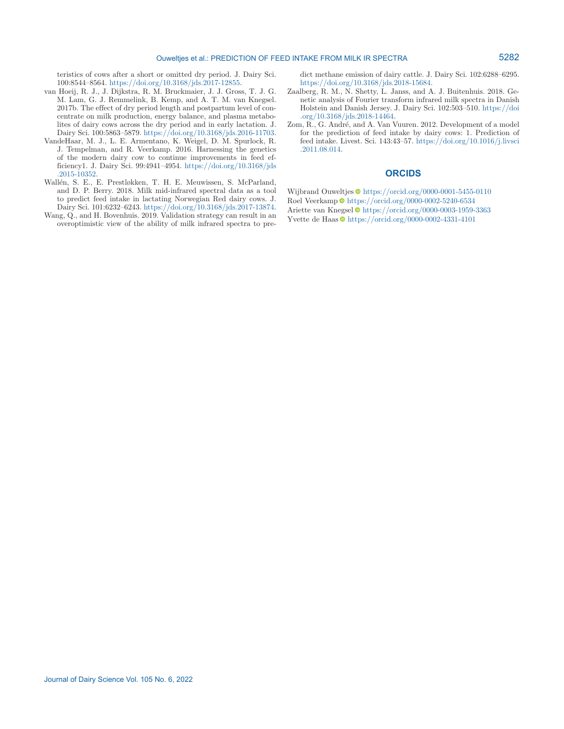teristics of cows after a short or omitted dry period. J. Dairy Sci. 100:8544–8564. https://doi.org/10.3168/jds.2017-12855.

van Hoeij, R. J., J. Dijkstra, R. M. Bruckmaier, J. J. Gross, T. J. G. M. Lam, G. J. Remmelink, B. Kemp, and A. T. M. van Knegsel. 2017b. The effect of dry period length and postpartum level of concentrate on milk production, energy balance, and plasma metabolites of dairy cows across the dry period and in early lactation. J. Dairy Sci. 100:5863–5879. https://doi.org/10.3168/jds.2016-11703.

VandeHaar, M. J., L. E. Armentano, K. Weigel, D. M. Spurlock, R. J. Tempelman, and R. Veerkamp. 2016. Harnessing the genetics of the modern dairy cow to continue improvements in feed efficiency1. J. Dairy Sci. 99:4941–4954. https://doi.org/10.3168/jds.2015-10352.

Wallén, S. E., E. Prestløkken, T. H. E. Meuwissen, S. McParland, and D. P. Berry. 2018. Milk mid-infrared spectral data as a tool to predict feed intake in lactating Norwegian Red dairy cows. J. Dairy Sci. 101:6232–6243. https://doi.org/10.3168/jds.2017-13874.

Wang, Q., and H. Bovenhuis. 2019. Validation strategy can result in an overoptimistic view of the ability of milk infrared spectra to predict methane emission of dairy cattle. J. Dairy Sci. 102:6288–6295. https://doi.org/10.3168/jds.2018-15684.

Zaalberg, R. M., N. Shetty, L. Janss, and A. J. Buitenhuis. 2018. Genetic analysis of Fourier transform infrared milk spectra in Danish Holstein and Danish Jersey. J. Dairy Sci. 102:503–510. https://doi.org/10.3168/jds.2018-14464.

Zom, R., G. André, and A. Van Vuuren. 2012. Development of a model for the prediction of feed intake by dairy cows: 1. Prediction of feed intake. Livest. Sci. 143:43–57. https://doi.org/10.1016/j.livsci.2011.08.014.

## ORCIDS

Wijbrand Ouweltjes https://orcid.org/0000-0001-5455-0110
Roel Veerkamp https://orcid.org/0000-0002-5240-6534
Ariette van Knegsel https://orcid.org/0000-0003-1959-3363
Yvette de Haas https://orcid.org/0000-0002-4331-4101